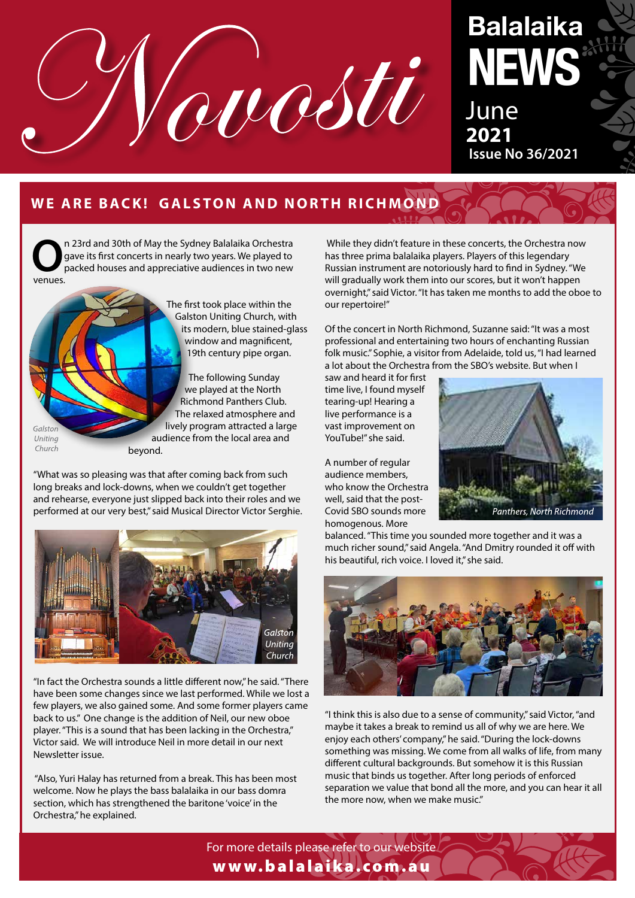# Novosti

**Balalaika NEWS**
June **2021**
**Issue No 36/2021**

## WE ARE BACK! GALSTON AND NORTH RICHMOND

On 23rd and 30th of May the Sydney Balalaika Orchestra gave its first concerts in nearly two years. We played to packed houses and appreciative audiences in two new venues.

*Galston Uniting Church*

The first took place within the Galston Uniting Church, with its modern, blue stained-glass window and magnificent, 19th century pipe organ.

The following Sunday we played at the North Richmond Panthers Club. The relaxed atmosphere and lively program attracted a large audience from the local area and beyond.

"What was so pleasing was that after coming back from such long breaks and lock-downs, when we couldn't get together and rehearse, everyone just slipped back into their roles and we performed at our very best," said Musical Director Victor Serghie.

*Galston Uniting Church*

"In fact the Orchestra sounds a little different now," he said. "There have been some changes since we last performed. While we lost a few players, we also gained some. And some former players came back to us." One change is the addition of Neil, our new oboe player. "This is a sound that has been lacking in the Orchestra," Victor said. We will introduce Neil in more detail in our next Newsletter issue.

"Also, Yuri Halay has returned from a break. This has been most welcome. Now he plays the bass balalaika in our bass domra section, which has strengthened the baritone 'voice' in the Orchestra," he explained.

While they didn't feature in these concerts, the Orchestra now has three prima balalaika players. Players of this legendary Russian instrument are notoriously hard to find in Sydney. "We will gradually work them into our scores, but it won't happen overnight," said Victor. "It has taken me months to add the oboe to our repertoire!"

Of the concert in North Richmond, Suzanne said: "It was a most professional and entertaining two hours of enchanting Russian folk music." Sophie, a visitor from Adelaide, told us, "I had learned a lot about the Orchestra from the SBO's website. But when I saw and heard it for first time live, I found myself tearing-up! Hearing a live performance is a vast improvement on YouTube!" she said.

*Panthers, North Richmond*

A number of regular audience members, who know the Orchestra well, said that the post-Covid SBO sounds more homogenous. More balanced. "This time you sounded more together and it was a much richer sound," said Angela. "And Dmitry rounded it off with his beautiful, rich voice. I loved it," she said.

"I think this is also due to a sense of community," said Victor, "and maybe it takes a break to remind us all of why we are here. We enjoy each others' company," he said. "During the lock-downs something was missing. We come from all walks of life, from many different cultural backgrounds. But somehow it is this Russian music that binds us together. After long periods of enforced separation we value that bond all the more, and you can hear it all the more now, when we make music."

For more details please refer to our website
**www.balalaika.com.au**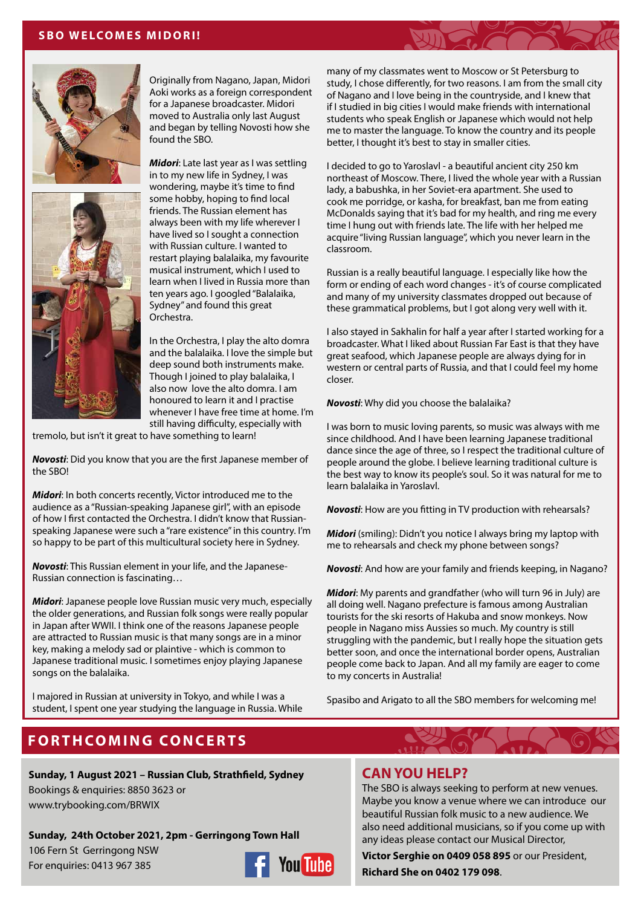## SBO WELCOMES MIDORI!

Originally from Nagano, Japan, Midori Aoki works as a foreign correspondent for a Japanese broadcaster. Midori moved to Australia only last August and began by telling Novosti how she found the SBO.

***Midori***: Late last year as I was settling in to my new life in Sydney, I was wondering, maybe it's time to find some hobby, hoping to find local friends. The Russian element has always been with my life wherever I have lived so I sought a connection with Russian culture. I wanted to restart playing balalaika, my favourite musical instrument, which I used to learn when I lived in Russia more than ten years ago. I googled "Balalaika, Sydney" and found this great Orchestra.

In the Orchestra, I play the alto domra and the balalaika. I love the simple but deep sound both instruments make. Though I joined to play balalaika, I also now love the alto domra. I am honoured to learn it and I practise whenever I have free time at home. I'm still having difficulty, especially with tremolo, but isn't it great to have something to learn!

***Novosti***: Did you know that you are the first Japanese member of the SBO!

***Midori***: In both concerts recently, Victor introduced me to the audience as a "Russian-speaking Japanese girl", with an episode of how I first contacted the Orchestra. I didn't know that Russian-speaking Japanese were such a "rare existence" in this country. I'm so happy to be part of this multicultural society here in Sydney.

***Novosti***: This Russian element in your life, and the Japanese-Russian connection is fascinating…

***Midori***: Japanese people love Russian music very much, especially the older generations, and Russian folk songs were really popular in Japan after WWII. I think one of the reasons Japanese people are attracted to Russian music is that many songs are in a minor key, making a melody sad or plaintive - which is common to Japanese traditional music. I sometimes enjoy playing Japanese songs on the balalaika.

I majored in Russian at university in Tokyo, and while I was a student, I spent one year studying the language in Russia. While many of my classmates went to Moscow or St Petersburg to study, I chose differently, for two reasons. I am from the small city of Nagano and I love being in the countryside, and I knew that if I studied in big cities I would make friends with international students who speak English or Japanese which would not help me to master the language. To know the country and its people better, I thought it's best to stay in smaller cities.

I decided to go to Yaroslavl - a beautiful ancient city 250 km northeast of Moscow. There, I lived the whole year with a Russian lady, a babushka, in her Soviet-era apartment. She used to cook me porridge, or kasha, for breakfast, ban me from eating McDonalds saying that it's bad for my health, and ring me every time I hung out with friends late. The life with her helped me acquire "living Russian language", which you never learn in the classroom.

Russian is a really beautiful language. I especially like how the form or ending of each word changes - it's of course complicated and many of my university classmates dropped out because of these grammatical problems, but I got along very well with it.

I also stayed in Sakhalin for half a year after I started working for a broadcaster. What I liked about Russian Far East is that they have great seafood, which Japanese people are always dying for in western or central parts of Russia, and that I could feel my home closer.

***Novosti***: Why did you choose the balalaika?

I was born to music loving parents, so music was always with me since childhood. And I have been learning Japanese traditional dance since the age of three, so I respect the traditional culture of people around the globe. I believe learning traditional culture is the best way to know its people's soul. So it was natural for me to learn balalaika in Yaroslavl.

***Novosti***: How are you fitting in TV production with rehearsals?

***Midori*** (smiling): Didn't you notice I always bring my laptop with me to rehearsals and check my phone between songs?

***Novosti***: And how are your family and friends keeping, in Nagano?

***Midori***: My parents and grandfather (who will turn 96 in July) are all doing well. Nagano prefecture is famous among Australian tourists for the ski resorts of Hakuba and snow monkeys. Now people in Nagano miss Aussies so much. My country is still struggling with the pandemic, but I really hope the situation gets better soon, and once the international border opens, Australian people come back to Japan. And all my family are eager to come to my concerts in Australia!

Spasibo and Arigato to all the SBO members for welcoming me!

## FORTHCOMING CONCERTS

**Sunday, 1 August 2021 – Russian Club, Strathfield, Sydney**
Bookings & enquiries: 8850 3623 or
www.trybooking.com/BRWIX

**Sunday, 24th October 2021, 2pm - Gerringong Town Hall**
106 Fern St Gerringong NSW
For enquiries: 0413 967 385

## CAN YOU HELP?

The SBO is always seeking to perform at new venues. Maybe you know a venue where we can introduce our beautiful Russian folk music to a new audience. We also need additional musicians, so if you come up with any ideas please contact our Musical Director, **Victor Serghie on 0409 058 895** or our President, **Richard She on 0402 179 098**.